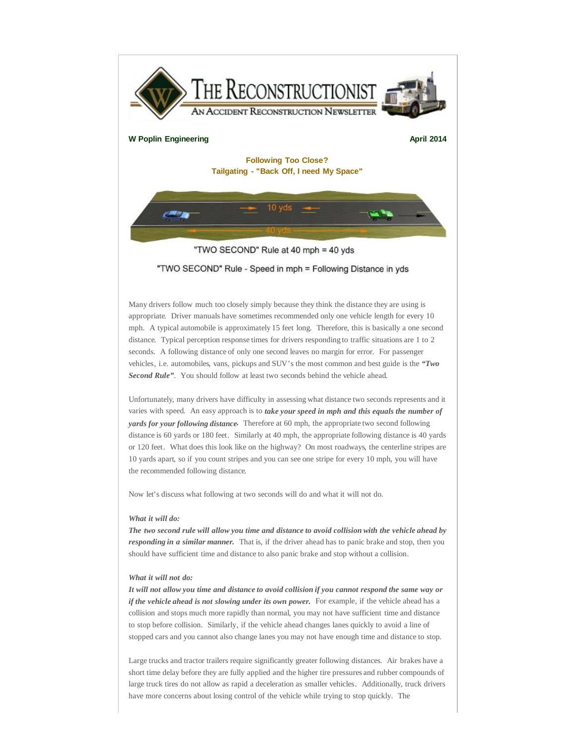# The Reconstructionist

## An Accident Reconstruction Newsletter

**W Poplin Engineering** **April 2014**

### Following Too Close?
### Tailgating - "Back Off, I need My Space"

10 yds

40 yds

"TWO SECOND" Rule at 40 mph = 40 yds

"TWO SECOND" Rule - Speed in mph = Following Distance in yds

Many drivers follow much too closely simply because they think the distance they are using is appropriate. Driver manuals have sometimes recommended only one vehicle length for every 10 mph. A typical automobile is approximately 15 feet long. Therefore, this is basically a one second distance. Typical perception response times for drivers responding to traffic situations are 1 to 2 seconds. A following distance of only one second leaves no margin for error. For passenger vehicles, i.e. automobiles, vans, pickups and SUV's the most common and best guide is the ***"Two Second Rule"***. You should follow at least two seconds behind the vehicle ahead.

Unfortunately, many drivers have difficulty in assessing what distance two seconds represents and it varies with speed. An easy approach is to ***take your speed in mph and this equals the number of yards for your following distance***. Therefore at 60 mph, the appropriate two second following distance is 60 yards or 180 feet. Similarly at 40 mph, the appropriate following distance is 40 yards or 120 feet. What does this look like on the highway? On most roadways, the centerline stripes are 10 yards apart, so if you count stripes and you can see one stripe for every 10 mph, you will have the recommended following distance.

Now let's discuss what following at two seconds will do and what it will not do.

***What it will do:***

***The two second rule will allow you time and distance to avoid collision with the vehicle ahead by responding in a similar manner.*** That is, if the driver ahead has to panic brake and stop, then you should have sufficient time and distance to also panic brake and stop without a collision.

***What it will not do:***

***It will not allow you time and distance to avoid collision if you cannot respond the same way or if the vehicle ahead is not slowing under its own power.*** For example, if the vehicle ahead has a collision and stops much more rapidly than normal, you may not have sufficient time and distance to stop before collision. Similarly, if the vehicle ahead changes lanes quickly to avoid a line of stopped cars and you cannot also change lanes you may not have enough time and distance to stop.

Large trucks and tractor trailers require significantly greater following distances. Air brakes have a short time delay before they are fully applied and the higher tire pressures and rubber compounds of large truck tires do not allow as rapid a deceleration as smaller vehicles. Additionally, truck drivers have more concerns about losing control of the vehicle while trying to stop quickly. The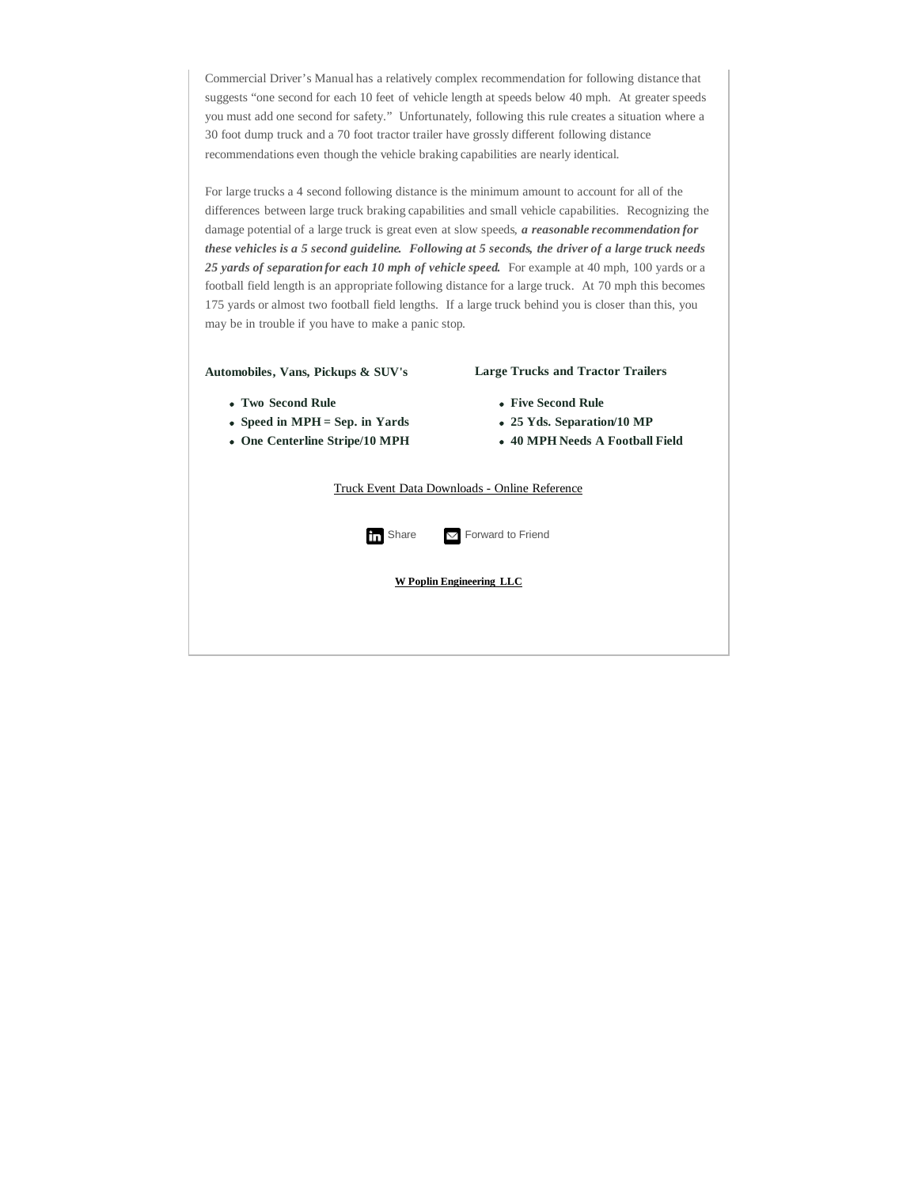Commercial Driver's Manual has a relatively complex recommendation for following distance that suggests "one second for each 10 feet of vehicle length at speeds below 40 mph. At greater speeds you must add one second for safety." Unfortunately, following this rule creates a situation where a 30 foot dump truck and a 70 foot tractor trailer have grossly different following distance recommendations even though the vehicle braking capabilities are nearly identical.

For large trucks a 4 second following distance is the minimum amount to account for all of the differences between large truck braking capabilities and small vehicle capabilities. Recognizing the damage potential of a large truck is great even at slow speeds, ***a reasonable recommendation for these vehicles is a 5 second guideline. Following at 5 seconds, the driver of a large truck needs 25 yards of separation for each 10 mph of vehicle speed.*** For example at 40 mph, 100 yards or a football field length is an appropriate following distance for a large truck. At 70 mph this becomes 175 yards or almost two football field lengths. If a large truck behind you is closer than this, you may be in trouble if you have to make a panic stop.

**Automobiles, Vans, Pickups & SUV's**

- **Two Second Rule**
- **Speed in MPH = Sep. in Yards**
- **One Centerline Stripe/10 MPH**

**Large Trucks and Tractor Trailers**

- **Five Second Rule**
- **25 Yds. Separation/10 MP**
- **40 MPH Needs A Football Field**

Truck Event Data Downloads - Online Reference

Share Forward to Friend

**W Poplin Engineering LLC**